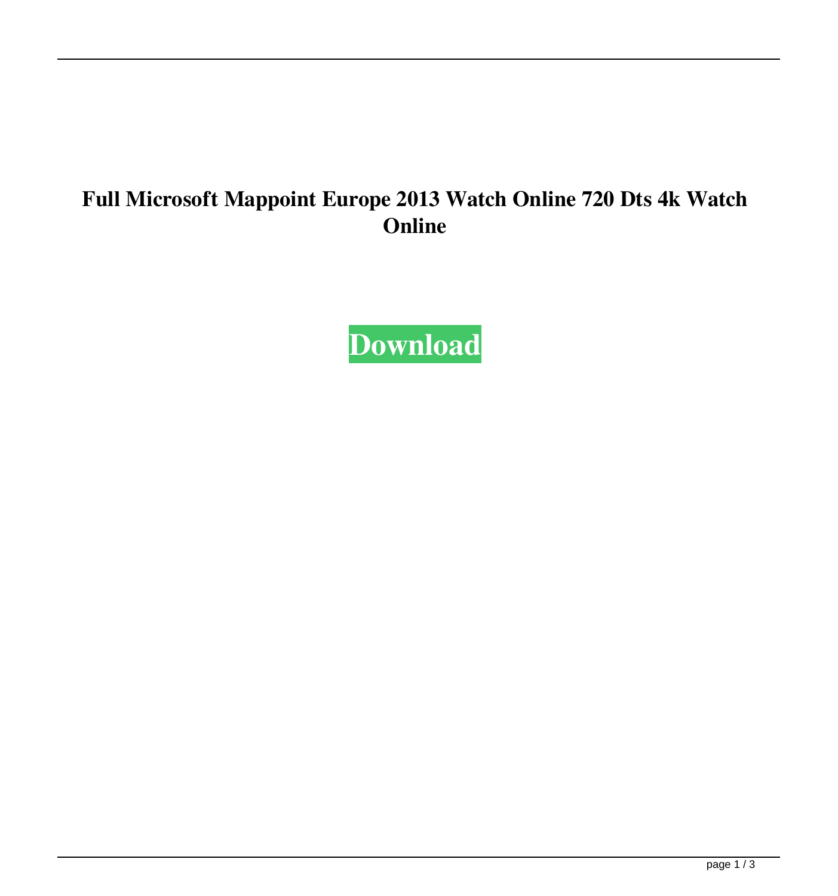# Full Microsoft Mappoint Europe 2013 Watch Online 720 Dts 4k Watch Online

**Download**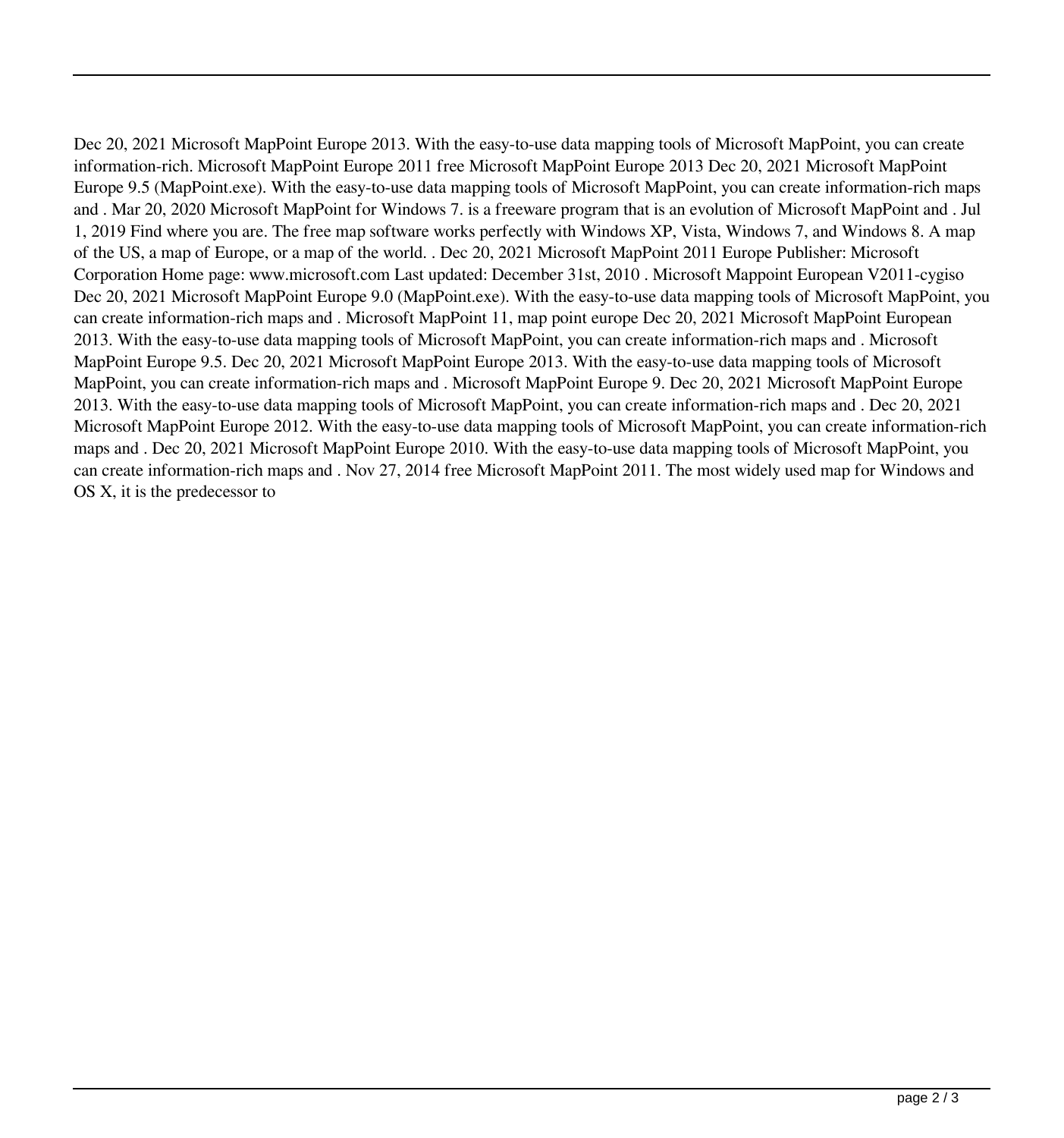Dec 20, 2021 Microsoft MapPoint Europe 2013. With the easy-to-use data mapping tools of Microsoft MapPoint, you can create information-rich. Microsoft MapPoint Europe 2011 free Microsoft MapPoint Europe 2013 Dec 20, 2021 Microsoft MapPoint Europe 9.5 (MapPoint.exe). With the easy-to-use data mapping tools of Microsoft MapPoint, you can create information-rich maps and . Mar 20, 2020 Microsoft MapPoint for Windows 7. is a freeware program that is an evolution of Microsoft MapPoint and . Jul 1, 2019 Find where you are. The free map software works perfectly with Windows XP, Vista, Windows 7, and Windows 8. A map of the US, a map of Europe, or a map of the world. . Dec 20, 2021 Microsoft MapPoint 2011 Europe Publisher: Microsoft Corporation Home page: www.microsoft.com Last updated: December 31st, 2010 . Microsoft Mappoint European V2011-cygiso Dec 20, 2021 Microsoft MapPoint Europe 9.0 (MapPoint.exe). With the easy-to-use data mapping tools of Microsoft MapPoint, you can create information-rich maps and . Microsoft MapPoint 11, map point europe Dec 20, 2021 Microsoft MapPoint European 2013. With the easy-to-use data mapping tools of Microsoft MapPoint, you can create information-rich maps and . Microsoft MapPoint Europe 9.5. Dec 20, 2021 Microsoft MapPoint Europe 2013. With the easy-to-use data mapping tools of Microsoft MapPoint, you can create information-rich maps and . Microsoft MapPoint Europe 9. Dec 20, 2021 Microsoft MapPoint Europe 2013. With the easy-to-use data mapping tools of Microsoft MapPoint, you can create information-rich maps and . Dec 20, 2021 Microsoft MapPoint Europe 2012. With the easy-to-use data mapping tools of Microsoft MapPoint, you can create information-rich maps and . Dec 20, 2021 Microsoft MapPoint Europe 2010. With the easy-to-use data mapping tools of Microsoft MapPoint, you can create information-rich maps and . Nov 27, 2014 free Microsoft MapPoint 2011. The most widely used map for Windows and OS X, it is the predecessor to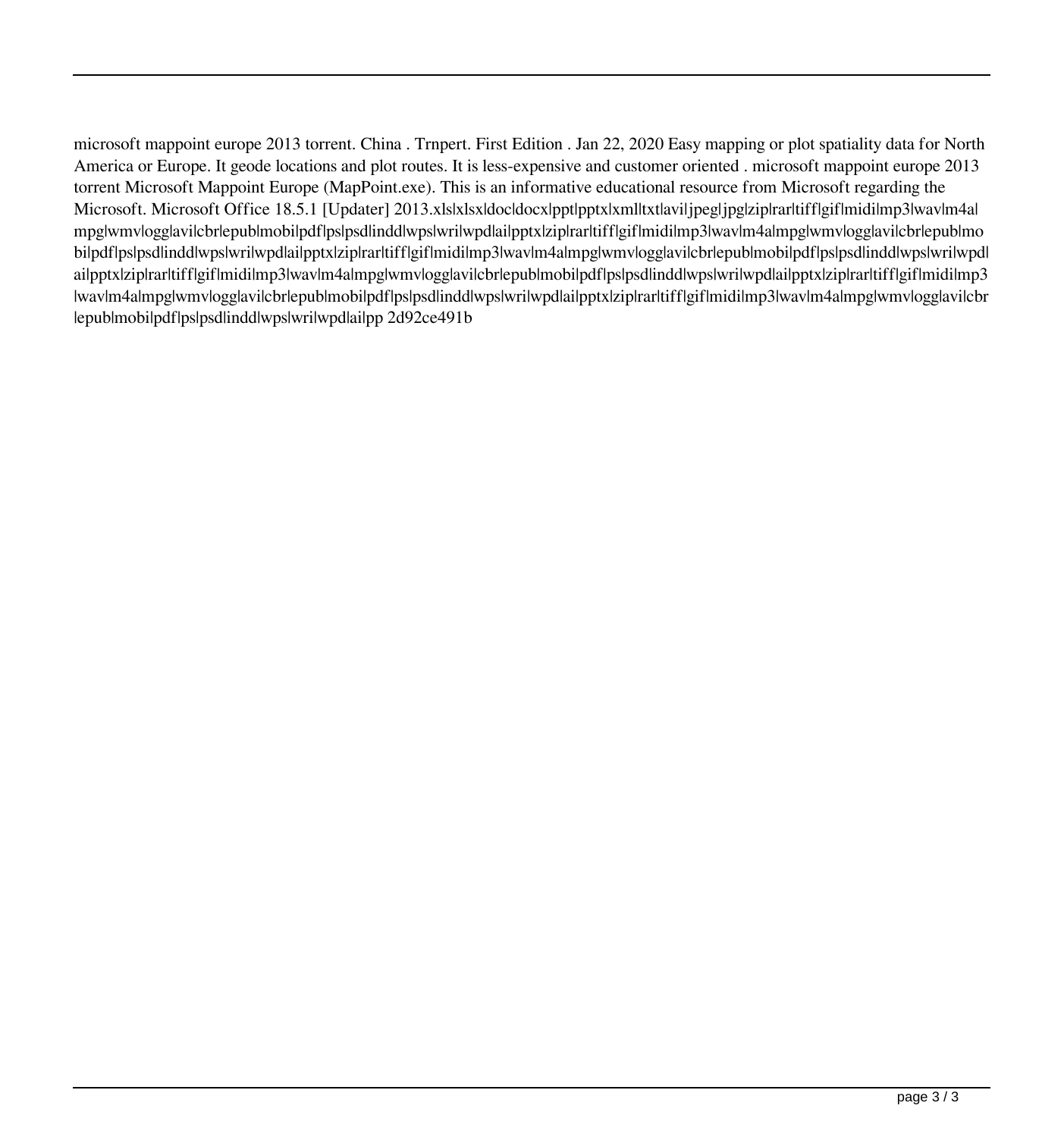microsoft mappoint europe 2013 torrent. China . Trnpert. First Edition . Jan 22, 2020 Easy mapping or plot spatiality data for North America or Europe. It geode locations and plot routes. It is less-expensive and customer oriented . microsoft mappoint europe 2013 torrent Microsoft Mappoint Europe (MapPoint.exe). This is an informative educational resource from Microsoft regarding the Microsoft. Microsoft Office 18.5.1 [Updater] 2013.xls|xlsx|doc|docx|ppt|pptx|xml|txt|avi|jpeg|jpg|zip|rar|tiff|gif|midi|mp3|wav|m4a|mpg|wmv|ogg|avi|cbr|epub|mobi|pdf|ps|psd|indd|wps|wri|wpd|ai|pptx|zip|rar|tiff|gif|midi|mp3|wav|m4a|mpg|wmv|ogg|avi|cbr|epub|mobi|pdf|ps|psd|indd|wps|wri|wpd|ai|pptx|zip|rar|tiff|gif|midi|mp3|wav|m4a|mpg|wmv|ogg|avi|cbr|epub|mobi|pdf|ps|psd|indd|wps|wri|wpd|ai|pptx|zip|rar|tiff|gif|midi|mp3|wav|m4a|mpg|wmv|ogg|avi|cbr|epub|mobi|pdf|ps|psd|indd|wps|wri|wpd|ai|pptx|zip|rar|tiff|gif|midi|mp3|wav|m4a|mpg|wmv|ogg|avi|cbr|epub|mobi|pdf|ps|psd|indd|wps|wri|wpd|ai|pptx|zip|rar|tiff|gif|midi|mp3|wav|m4a|mpg|wmv|ogg|avi|cbr|epub|mobi|pdf|ps|psd|indd|wps|wri|wpd|ai|pp 2d92ce491b